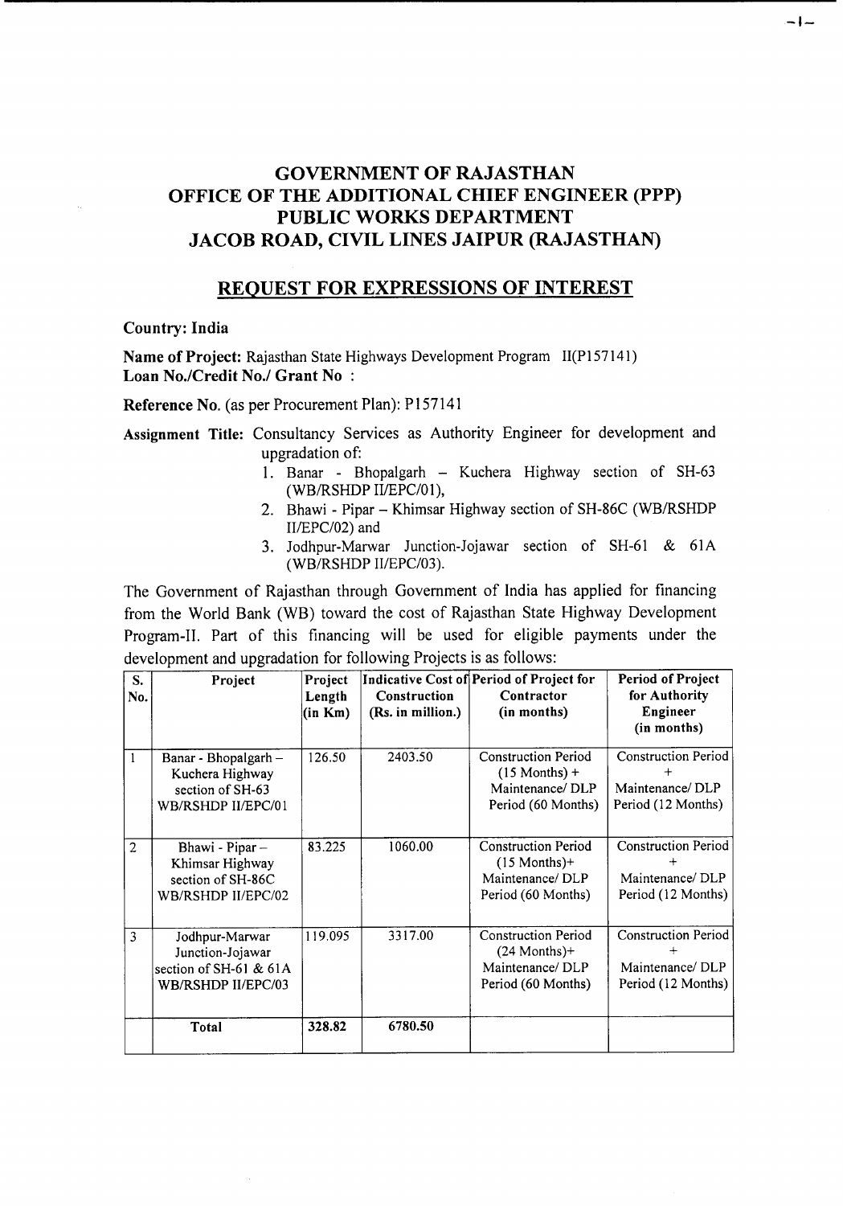# GOVERNMENT OF RAJASTHAN
# OFFICE OF THE ADDITIONAL CHIEF ENGINEER (PPP)
# PUBLIC WORKS DEPARTMENT
# JACOB ROAD, CIVIL LINES JAIPUR (RAJASTHAN)

## REQUEST FOR EXPRESSIONS OF INTEREST

**Country: India**

**Name of Project:** Rajasthan State Highways Development Program II(P157141)
**Loan No./Credit No./ Grant No :**

**Reference No.** (as per Procurement Plan): P157141

**Assignment Title:** Consultancy Services as Authority Engineer for development and upgradation of:

1. Banar - Bhopalgarh – Kuchera Highway section of SH-63 (WB/RSHDP II/EPC/01),
2. Bhawi - Pipar – Khimsar Highway section of SH-86C (WB/RSHDP II/EPC/02) and
3. Jodhpur-Marwar Junction-Jojawar section of SH-61 & 61A (WB/RSHDP II/EPC/03).

The Government of Rajasthan through Government of India has applied for financing from the World Bank (WB) toward the cost of Rajasthan State Highway Development Program-II. Part of this financing will be used for eligible payments under the development and upgradation for following Projects is as follows:

| S. No. | Project | Project Length (in Km) | Indicative Cost of Construction (Rs. in million.) | Period of Project for Contractor (in months) | Period of Project for Authority Engineer (in months) |
|---|---|---|---|---|---|
| 1 | Banar - Bhopalgarh – Kuchera Highway section of SH-63 WB/RSHDP II/EPC/01 | 126.50 | 2403.50 | Construction Period (15 Months) + Maintenance/ DLP Period (60 Months) | Construction Period + Maintenance/ DLP Period (12 Months) |
| 2 | Bhawi - Pipar – Khimsar Highway section of SH-86C WB/RSHDP II/EPC/02 | 83.225 | 1060.00 | Construction Period (15 Months)+ Maintenance/ DLP Period (60 Months) | Construction Period + Maintenance/ DLP Period (12 Months) |
| 3 | Jodhpur-Marwar Junction-Jojawar section of SH-61 & 61A WB/RSHDP II/EPC/03 | 119.095 | 3317.00 | Construction Period (24 Months)+ Maintenance/ DLP Period (60 Months) | Construction Period + Maintenance/ DLP Period (12 Months) |
| | **Total** | **328.82** | **6780.50** | | |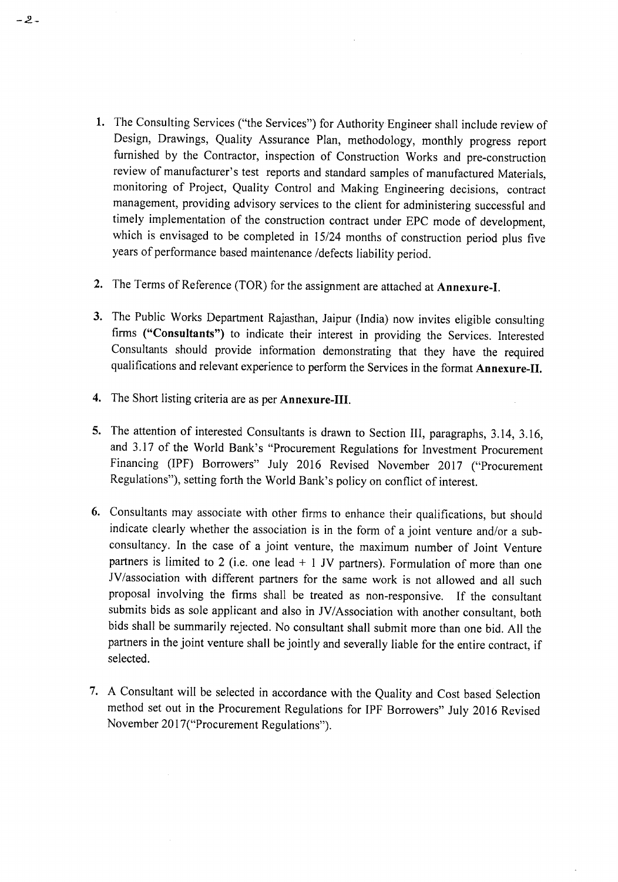1. The Consulting Services ("the Services") for Authority Engineer shall include review of Design, Drawings, Quality Assurance Plan, methodology, monthly progress report furnished by the Contractor, inspection of Construction Works and pre-construction review of manufacturer's test reports and standard samples of manufactured Materials, monitoring of Project, Quality Control and Making Engineering decisions, contract management, providing advisory services to the client for administering successful and timely implementation of the construction contract under EPC mode of development, which is envisaged to be completed in 15/24 months of construction period plus five years of performance based maintenance /defects liability period.

2. The Terms of Reference (TOR) for the assignment are attached at **Annexure-I**.

3. The Public Works Department Rajasthan, Jaipur (India) now invites eligible consulting firms **("Consultants")** to indicate their interest in providing the Services. Interested Consultants should provide information demonstrating that they have the required qualifications and relevant experience to perform the Services in the format **Annexure-II.**

4. The Short listing criteria are as per **Annexure-III.**

5. The attention of interested Consultants is drawn to Section III, paragraphs, 3.14, 3.16, and 3.17 of the World Bank's "Procurement Regulations for Investment Procurement Financing (IPF) Borrowers" July 2016 Revised November 2017 ("Procurement Regulations"), setting forth the World Bank's policy on conflict of interest.

6. Consultants may associate with other firms to enhance their qualifications, but should indicate clearly whether the association is in the form of a joint venture and/or a sub-consultancy. In the case of a joint venture, the maximum number of Joint Venture partners is limited to 2 (i.e. one lead + 1 JV partners). Formulation of more than one JV/association with different partners for the same work is not allowed and all such proposal involving the firms shall be treated as non-responsive. If the consultant submits bids as sole applicant and also in JV/Association with another consultant, both bids shall be summarily rejected. No consultant shall submit more than one bid. All the partners in the joint venture shall be jointly and severally liable for the entire contract, if selected.

7. A Consultant will be selected in accordance with the Quality and Cost based Selection method set out in the Procurement Regulations for IPF Borrowers" July 2016 Revised November 2017("Procurement Regulations").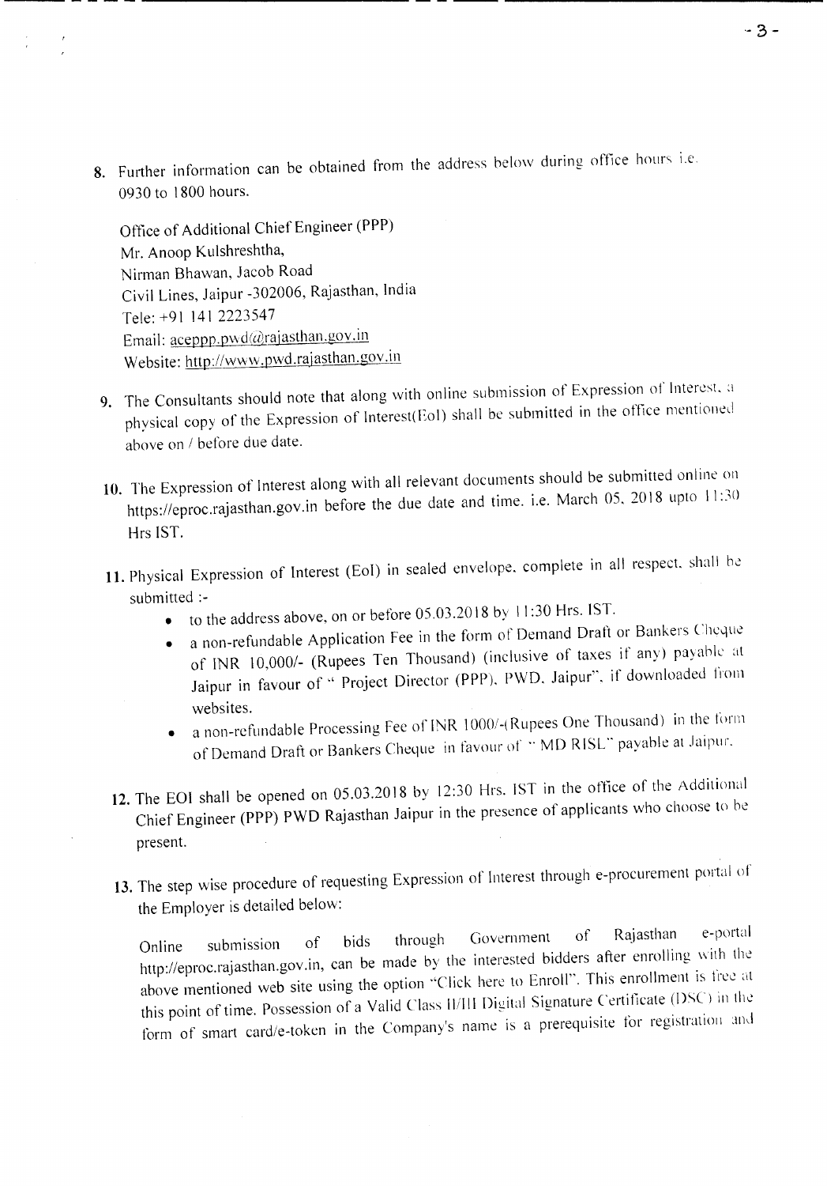8. Further information can be obtained from the address below during office hours i.e. 0930 to 1800 hours.

   Office of Additional Chief Engineer (PPP)
   Mr. Anoop Kulshreshtha,
   Nirman Bhawan, Jacob Road
   Civil Lines, Jaipur -302006, Rajasthan, India
   Tele: +91 141 2223547
   Email: aceppp.pwd@rajasthan.gov.in
   Website: http://www.pwd.rajasthan.gov.in

9. The Consultants should note that along with online submission of Expression of Interest, a physical copy of the Expression of Interest(EoI) shall be submitted in the office mentioned above on / before due date.

10. The Expression of Interest along with all relevant documents should be submitted online on https://eproc.rajasthan.gov.in before the due date and time. i.e. March 05, 2018 upto 11:30 Hrs IST.

11. Physical Expression of Interest (EoI) in sealed envelope, complete in all respect, shall be submitted :-
    - to the address above, on or before 05.03.2018 by 11:30 Hrs. IST.
    - a non-refundable Application Fee in the form of Demand Draft or Bankers Cheque of INR 10,000/- (Rupees Ten Thousand) (inclusive of taxes if any) payable at Jaipur in favour of " Project Director (PPP), PWD, Jaipur", if downloaded from websites.
    - a non-refundable Processing Fee of INR 1000/-(Rupees One Thousand) in the form of Demand Draft or Bankers Cheque in favour of " MD RISL" payable at Jaipur.

12. The EOI shall be opened on 05.03.2018 by 12:30 Hrs. IST in the office of the Additional Chief Engineer (PPP) PWD Rajasthan Jaipur in the presence of applicants who choose to be present.

13. The step wise procedure of requesting Expression of Interest through e-procurement portal of the Employer is detailed below:

    Online submission of bids through Government of Rajasthan e-portal http://eproc.rajasthan.gov.in, can be made by the interested bidders after enrolling with the above mentioned web site using the option "Click here to Enroll". This enrollment is free at this point of time. Possession of a Valid Class II/III Digital Signature Certificate (DSC) in the form of smart card/e-token in the Company's name is a prerequisite for registration and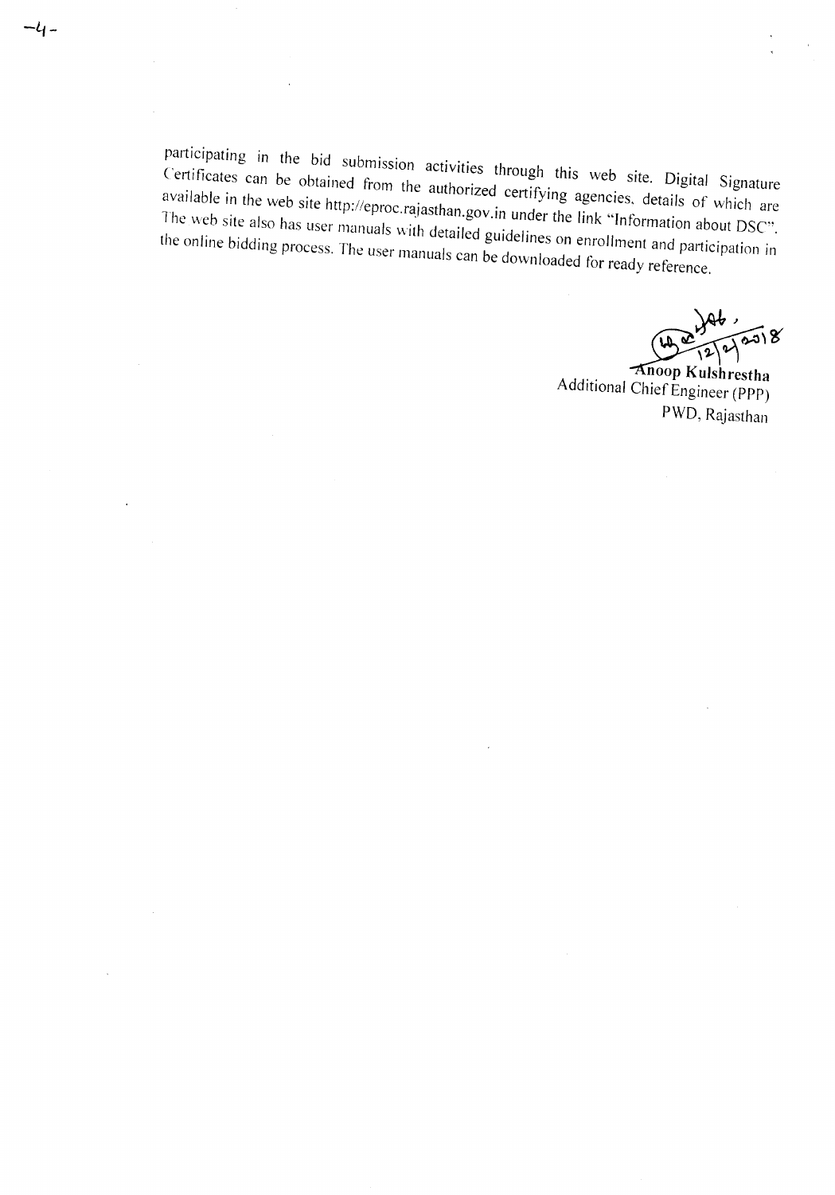participating in the bid submission activities through this web site. Digital Signature Certificates can be obtained from the authorized certifying agencies, details of which are available in the web site http://eproc.rajasthan.gov.in under the link "Information about DSC". The web site also has user manuals with detailed guidelines on enrollment and participation in the online bidding process. The user manuals can be downloaded for ready reference.

12/2/2018

**Anoop Kulshrestha**
Additional Chief Engineer (PPP)
PWD, Rajasthan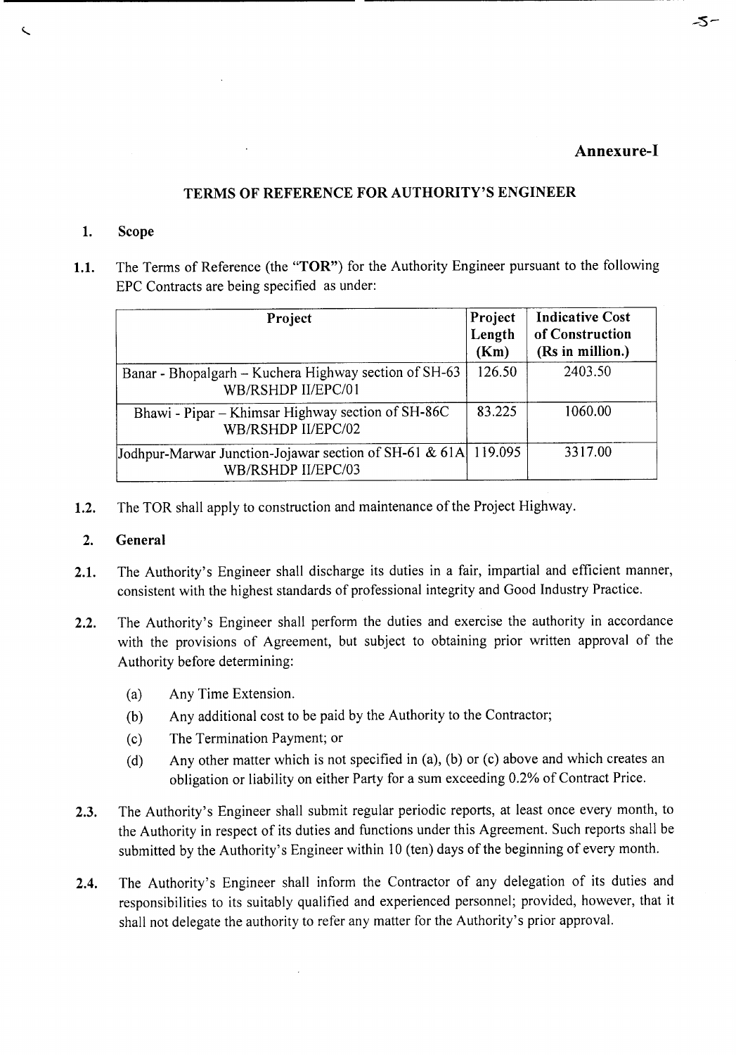**Annexure-I**

## TERMS OF REFERENCE FOR AUTHORITY'S ENGINEER

### 1. Scope

**1.1.** The Terms of Reference (the "**TOR**") for the Authority Engineer pursuant to the following EPC Contracts are being specified as under:

| Project | Project Length (Km) | Indicative Cost of Construction (Rs in million.) |
|---|---|---|
| Banar - Bhopalgarh – Kuchera Highway section of SH-63 WB/RSHDP II/EPC/01 | 126.50 | 2403.50 |
| Bhawi - Pipar – Khimsar Highway section of SH-86C WB/RSHDP II/EPC/02 | 83.225 | 1060.00 |
| Jodhpur-Marwar Junction-Jojawar section of SH-61 & 61A WB/RSHDP II/EPC/03 | 119.095 | 3317.00 |

**1.2.** The TOR shall apply to construction and maintenance of the Project Highway.

### 2. General

**2.1.** The Authority's Engineer shall discharge its duties in a fair, impartial and efficient manner, consistent with the highest standards of professional integrity and Good Industry Practice.

**2.2.** The Authority's Engineer shall perform the duties and exercise the authority in accordance with the provisions of Agreement, but subject to obtaining prior written approval of the Authority before determining:

- (a) Any Time Extension.
- (b) Any additional cost to be paid by the Authority to the Contractor;
- (c) The Termination Payment; or
- (d) Any other matter which is not specified in (a), (b) or (c) above and which creates an obligation or liability on either Party for a sum exceeding 0.2% of Contract Price.

**2.3.** The Authority's Engineer shall submit regular periodic reports, at least once every month, to the Authority in respect of its duties and functions under this Agreement. Such reports shall be submitted by the Authority's Engineer within 10 (ten) days of the beginning of every month.

**2.4.** The Authority's Engineer shall inform the Contractor of any delegation of its duties and responsibilities to its suitably qualified and experienced personnel; provided, however, that it shall not delegate the authority to refer any matter for the Authority's prior approval.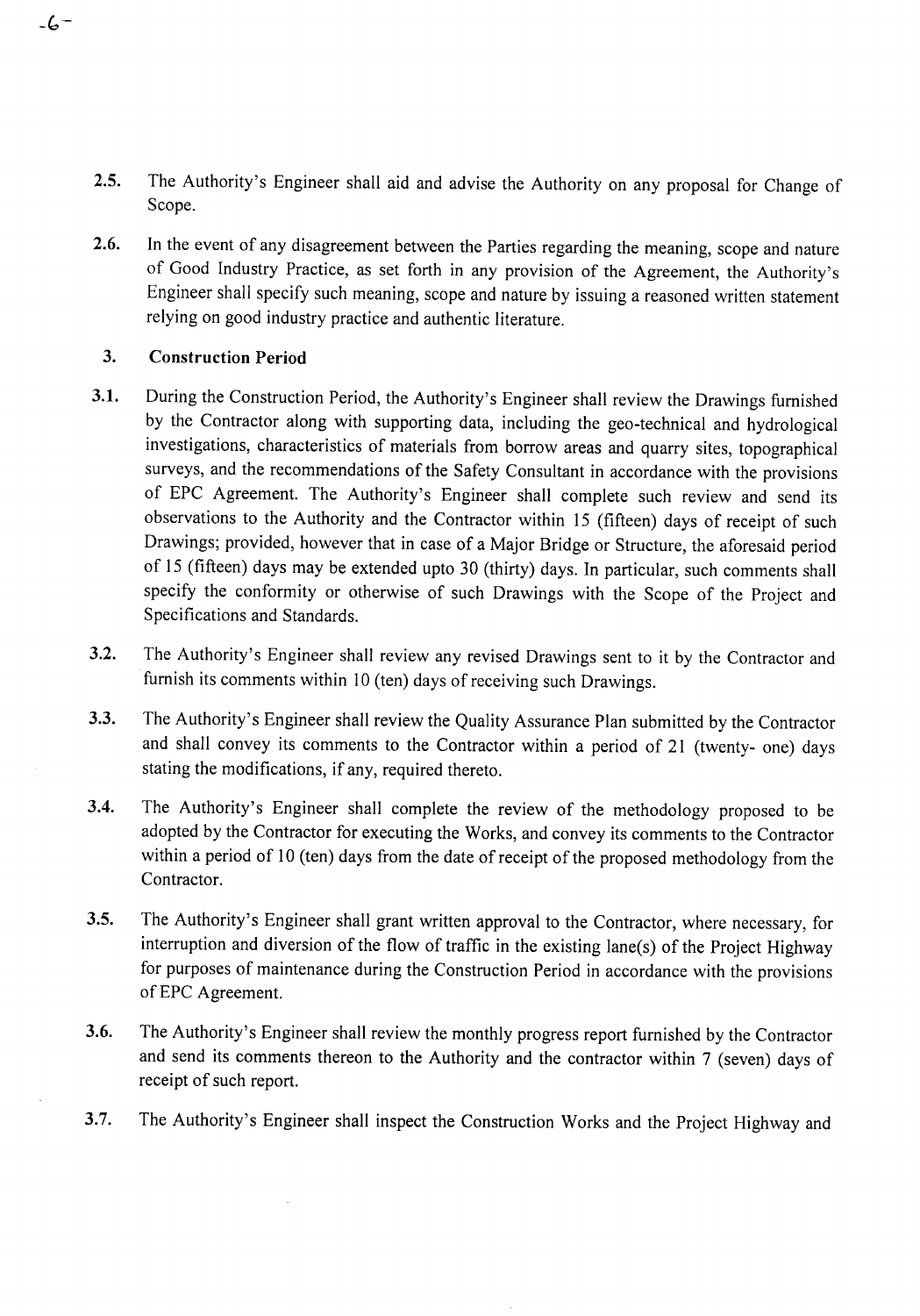2.5. The Authority's Engineer shall aid and advise the Authority on any proposal for Change of Scope.

2.6. In the event of any disagreement between the Parties regarding the meaning, scope and nature of Good Industry Practice, as set forth in any provision of the Agreement, the Authority's Engineer shall specify such meaning, scope and nature by issuing a reasoned written statement relying on good industry practice and authentic literature.

## 3. Construction Period

3.1. During the Construction Period, the Authority's Engineer shall review the Drawings furnished by the Contractor along with supporting data, including the geo-technical and hydrological investigations, characteristics of materials from borrow areas and quarry sites, topographical surveys, and the recommendations of the Safety Consultant in accordance with the provisions of EPC Agreement. The Authority's Engineer shall complete such review and send its observations to the Authority and the Contractor within 15 (fifteen) days of receipt of such Drawings; provided, however that in case of a Major Bridge or Structure, the aforesaid period of 15 (fifteen) days may be extended upto 30 (thirty) days. In particular, such comments shall specify the conformity or otherwise of such Drawings with the Scope of the Project and Specifications and Standards.

3.2. The Authority's Engineer shall review any revised Drawings sent to it by the Contractor and furnish its comments within 10 (ten) days of receiving such Drawings.

3.3. The Authority's Engineer shall review the Quality Assurance Plan submitted by the Contractor and shall convey its comments to the Contractor within a period of 21 (twenty- one) days stating the modifications, if any, required thereto.

3.4. The Authority's Engineer shall complete the review of the methodology proposed to be adopted by the Contractor for executing the Works, and convey its comments to the Contractor within a period of 10 (ten) days from the date of receipt of the proposed methodology from the Contractor.

3.5. The Authority's Engineer shall grant written approval to the Contractor, where necessary, for interruption and diversion of the flow of traffic in the existing lane(s) of the Project Highway for purposes of maintenance during the Construction Period in accordance with the provisions of EPC Agreement.

3.6. The Authority's Engineer shall review the monthly progress report furnished by the Contractor and send its comments thereon to the Authority and the contractor within 7 (seven) days of receipt of such report.

3.7. The Authority's Engineer shall inspect the Construction Works and the Project Highway and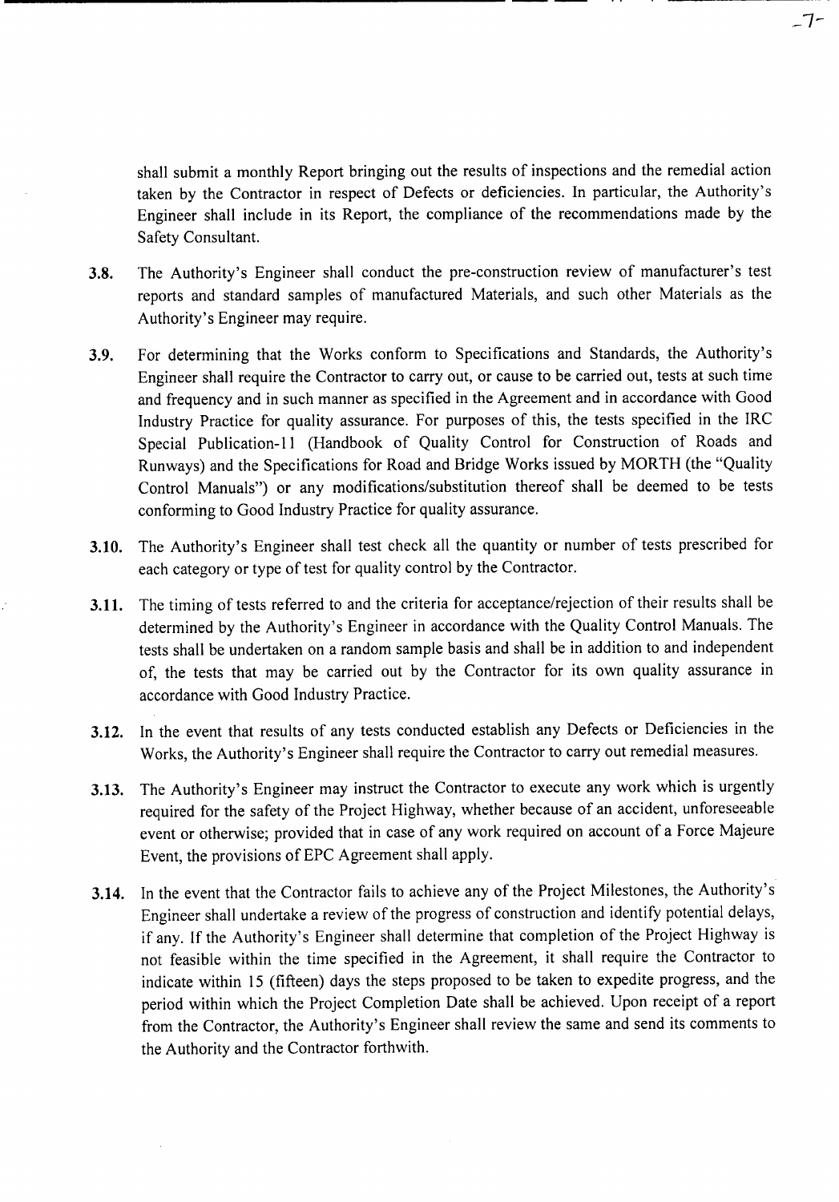shall submit a monthly Report bringing out the results of inspections and the remedial action taken by the Contractor in respect of Defects or deficiencies. In particular, the Authority's Engineer shall include in its Report, the compliance of the recommendations made by the Safety Consultant.

**3.8.** The Authority's Engineer shall conduct the pre-construction review of manufacturer's test reports and standard samples of manufactured Materials, and such other Materials as the Authority's Engineer may require.

**3.9.** For determining that the Works conform to Specifications and Standards, the Authority's Engineer shall require the Contractor to carry out, or cause to be carried out, tests at such time and frequency and in such manner as specified in the Agreement and in accordance with Good Industry Practice for quality assurance. For purposes of this, the tests specified in the IRC Special Publication-11 (Handbook of Quality Control for Construction of Roads and Runways) and the Specifications for Road and Bridge Works issued by MORTH (the "Quality Control Manuals") or any modifications/substitution thereof shall be deemed to be tests conforming to Good Industry Practice for quality assurance.

**3.10.** The Authority's Engineer shall test check all the quantity or number of tests prescribed for each category or type of test for quality control by the Contractor.

**3.11.** The timing of tests referred to and the criteria for acceptance/rejection of their results shall be determined by the Authority's Engineer in accordance with the Quality Control Manuals. The tests shall be undertaken on a random sample basis and shall be in addition to and independent of, the tests that may be carried out by the Contractor for its own quality assurance in accordance with Good Industry Practice.

**3.12.** In the event that results of any tests conducted establish any Defects or Deficiencies in the Works, the Authority's Engineer shall require the Contractor to carry out remedial measures.

**3.13.** The Authority's Engineer may instruct the Contractor to execute any work which is urgently required for the safety of the Project Highway, whether because of an accident, unforeseeable event or otherwise; provided that in case of any work required on account of a Force Majeure Event, the provisions of EPC Agreement shall apply.

**3.14.** In the event that the Contractor fails to achieve any of the Project Milestones, the Authority's Engineer shall undertake a review of the progress of construction and identify potential delays, if any. If the Authority's Engineer shall determine that completion of the Project Highway is not feasible within the time specified in the Agreement, it shall require the Contractor to indicate within 15 (fifteen) days the steps proposed to be taken to expedite progress, and the period within which the Project Completion Date shall be achieved. Upon receipt of a report from the Contractor, the Authority's Engineer shall review the same and send its comments to the Authority and the Contractor forthwith.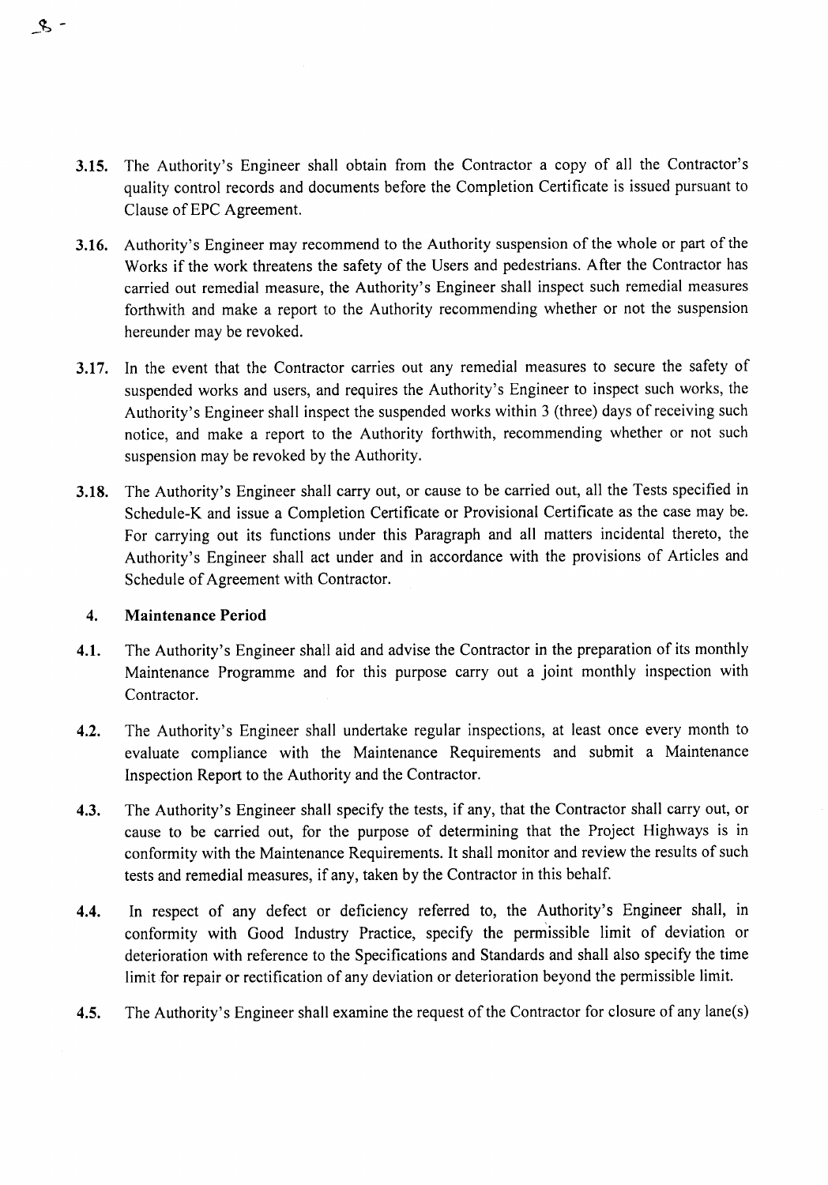3.15. The Authority's Engineer shall obtain from the Contractor a copy of all the Contractor's quality control records and documents before the Completion Certificate is issued pursuant to Clause of EPC Agreement.

3.16. Authority's Engineer may recommend to the Authority suspension of the whole or part of the Works if the work threatens the safety of the Users and pedestrians. After the Contractor has carried out remedial measure, the Authority's Engineer shall inspect such remedial measures forthwith and make a report to the Authority recommending whether or not the suspension hereunder may be revoked.

3.17. In the event that the Contractor carries out any remedial measures to secure the safety of suspended works and users, and requires the Authority's Engineer to inspect such works, the Authority's Engineer shall inspect the suspended works within 3 (three) days of receiving such notice, and make a report to the Authority forthwith, recommending whether or not such suspension may be revoked by the Authority.

3.18. The Authority's Engineer shall carry out, or cause to be carried out, all the Tests specified in Schedule-K and issue a Completion Certificate or Provisional Certificate as the case may be. For carrying out its functions under this Paragraph and all matters incidental thereto, the Authority's Engineer shall act under and in accordance with the provisions of Articles and Schedule of Agreement with Contractor.

## 4. Maintenance Period

4.1. The Authority's Engineer shall aid and advise the Contractor in the preparation of its monthly Maintenance Programme and for this purpose carry out a joint monthly inspection with Contractor.

4.2. The Authority's Engineer shall undertake regular inspections, at least once every month to evaluate compliance with the Maintenance Requirements and submit a Maintenance Inspection Report to the Authority and the Contractor.

4.3. The Authority's Engineer shall specify the tests, if any, that the Contractor shall carry out, or cause to be carried out, for the purpose of determining that the Project Highways is in conformity with the Maintenance Requirements. It shall monitor and review the results of such tests and remedial measures, if any, taken by the Contractor in this behalf.

4.4. In respect of any defect or deficiency referred to, the Authority's Engineer shall, in conformity with Good Industry Practice, specify the permissible limit of deviation or deterioration with reference to the Specifications and Standards and shall also specify the time limit for repair or rectification of any deviation or deterioration beyond the permissible limit.

4.5. The Authority's Engineer shall examine the request of the Contractor for closure of any lane(s)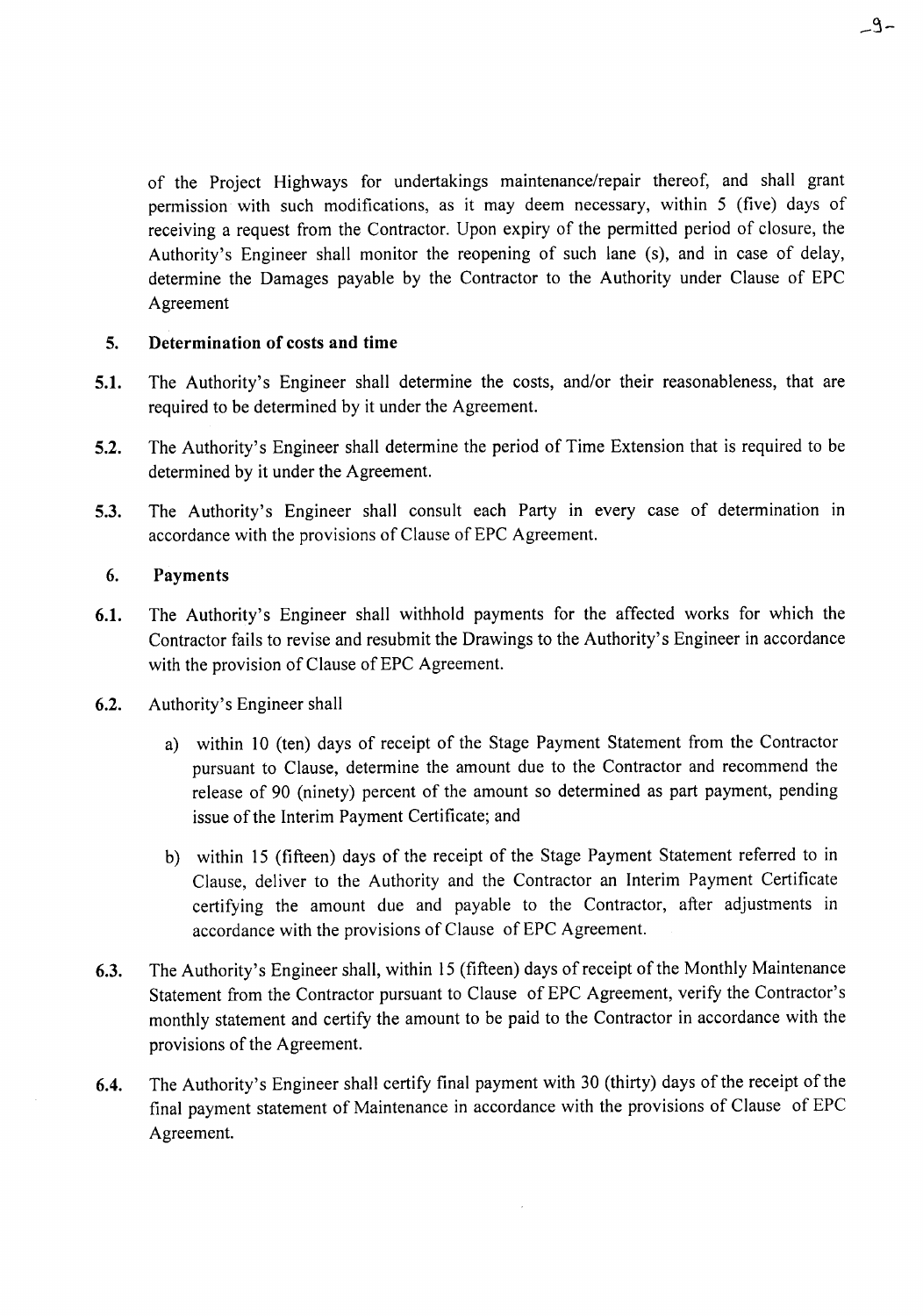of the Project Highways for undertakings maintenance/repair thereof, and shall grant permission with such modifications, as it may deem necessary, within 5 (five) days of receiving a request from the Contractor. Upon expiry of the permitted period of closure, the Authority's Engineer shall monitor the reopening of such lane (s), and in case of delay, determine the Damages payable by the Contractor to the Authority under Clause of EPC Agreement

## 5. Determination of costs and time

**5.1.** The Authority's Engineer shall determine the costs, and/or their reasonableness, that are required to be determined by it under the Agreement.

**5.2.** The Authority's Engineer shall determine the period of Time Extension that is required to be determined by it under the Agreement.

**5.3.** The Authority's Engineer shall consult each Party in every case of determination in accordance with the provisions of Clause of EPC Agreement.

## 6. Payments

**6.1.** The Authority's Engineer shall withhold payments for the affected works for which the Contractor fails to revise and resubmit the Drawings to the Authority's Engineer in accordance with the provision of Clause of EPC Agreement.

**6.2.** Authority's Engineer shall

a) within 10 (ten) days of receipt of the Stage Payment Statement from the Contractor pursuant to Clause, determine the amount due to the Contractor and recommend the release of 90 (ninety) percent of the amount so determined as part payment, pending issue of the Interim Payment Certificate; and

b) within 15 (fifteen) days of the receipt of the Stage Payment Statement referred to in Clause, deliver to the Authority and the Contractor an Interim Payment Certificate certifying the amount due and payable to the Contractor, after adjustments in accordance with the provisions of Clause of EPC Agreement.

**6.3.** The Authority's Engineer shall, within 15 (fifteen) days of receipt of the Monthly Maintenance Statement from the Contractor pursuant to Clause of EPC Agreement, verify the Contractor's monthly statement and certify the amount to be paid to the Contractor in accordance with the provisions of the Agreement.

**6.4.** The Authority's Engineer shall certify final payment with 30 (thirty) days of the receipt of the final payment statement of Maintenance in accordance with the provisions of Clause of EPC Agreement.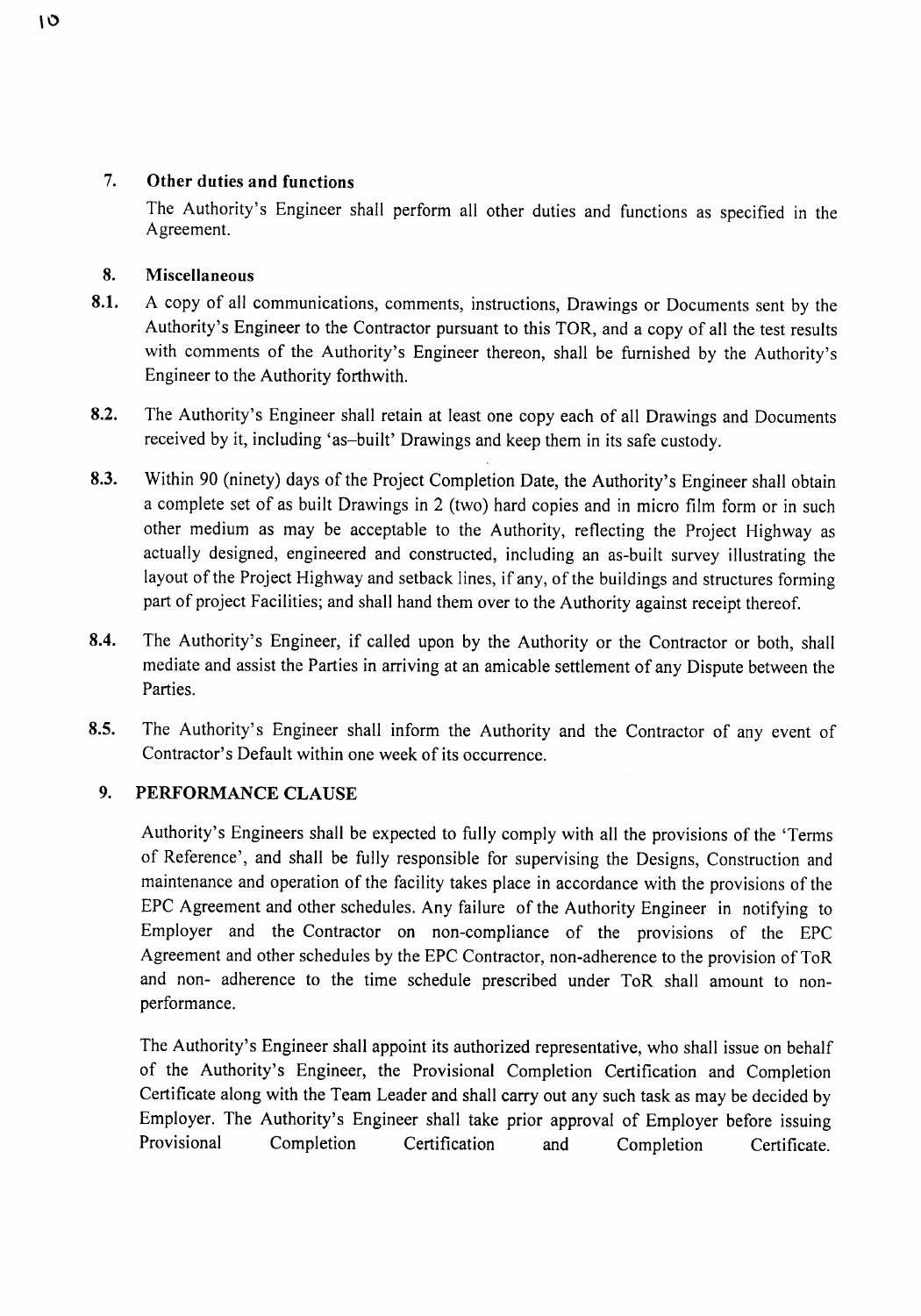## 7. Other duties and functions

The Authority's Engineer shall perform all other duties and functions as specified in the Agreement.

## 8. Miscellaneous

**8.1.** A copy of all communications, comments, instructions, Drawings or Documents sent by the Authority's Engineer to the Contractor pursuant to this TOR, and a copy of all the test results with comments of the Authority's Engineer thereon, shall be furnished by the Authority's Engineer to the Authority forthwith.

**8.2.** The Authority's Engineer shall retain at least one copy each of all Drawings and Documents received by it, including 'as–built' Drawings and keep them in its safe custody.

**8.3.** Within 90 (ninety) days of the Project Completion Date, the Authority's Engineer shall obtain a complete set of as built Drawings in 2 (two) hard copies and in micro film form or in such other medium as may be acceptable to the Authority, reflecting the Project Highway as actually designed, engineered and constructed, including an as-built survey illustrating the layout of the Project Highway and setback lines, if any, of the buildings and structures forming part of project Facilities; and shall hand them over to the Authority against receipt thereof.

**8.4.** The Authority's Engineer, if called upon by the Authority or the Contractor or both, shall mediate and assist the Parties in arriving at an amicable settlement of any Dispute between the Parties.

**8.5.** The Authority's Engineer shall inform the Authority and the Contractor of any event of Contractor's Default within one week of its occurrence.

## 9. PERFORMANCE CLAUSE

Authority's Engineers shall be expected to fully comply with all the provisions of the 'Terms of Reference', and shall be fully responsible for supervising the Designs, Construction and maintenance and operation of the facility takes place in accordance with the provisions of the EPC Agreement and other schedules. Any failure of the Authority Engineer in notifying to Employer and the Contractor on non-compliance of the provisions of the EPC Agreement and other schedules by the EPC Contractor, non-adherence to the provision of ToR and non- adherence to the time schedule prescribed under ToR shall amount to non-performance.

The Authority's Engineer shall appoint its authorized representative, who shall issue on behalf of the Authority's Engineer, the Provisional Completion Certification and Completion Certificate along with the Team Leader and shall carry out any such task as may be decided by Employer. The Authority's Engineer shall take prior approval of Employer before issuing Provisional Completion Certification and Completion Certificate.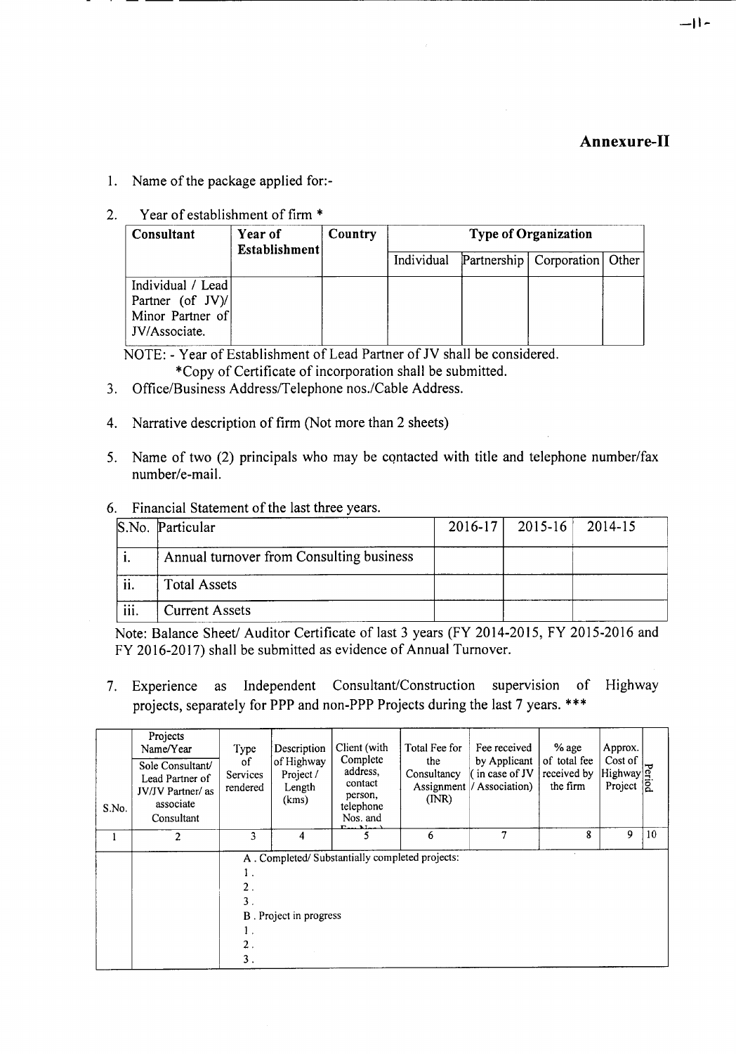## Annexure-II

1. Name of the package applied for:-

2. Year of establishment of firm *

| Consultant | Year of Establishment | Country | Type of Organization | | | |
|---|---|---|---|---|---|---|
| | | | Individual | Partnership | Corporation | Other |
| Individual / Lead Partner (of JV)/ Minor Partner of JV/Associate. | | | | | | |

NOTE: - Year of Establishment of Lead Partner of JV shall be considered.
*Copy of Certificate of incorporation shall be submitted.

3. Office/Business Address/Telephone nos./Cable Address.

4. Narrative description of firm (Not more than 2 sheets)

5. Name of two (2) principals who may be contacted with title and telephone number/fax number/e-mail.

6. Financial Statement of the last three years.

| S.No. | Particular | 2016-17 | 2015-16 | 2014-15 |
|---|---|---|---|---|
| i. | Annual turnover from Consulting business | | | |
| ii. | Total Assets | | | |
| iii. | Current Assets | | | |

Note: Balance Sheet/ Auditor Certificate of last 3 years (FY 2014-2015, FY 2015-2016 and FY 2016-2017) shall be submitted as evidence of Annual Turnover.

7. Experience as Independent Consultant/Construction supervision of Highway projects, separately for PPP and non-PPP Projects during the last 7 years. ***

| S.No. | Projects Name/Year<br>Sole Consultant/ Lead Partner of JV/JV Partner/ as associate Consultant | Type of Services rendered | Description of Highway Project / Length (kms) | Client (with Complete address, contact person, telephone Nos. and Fax Nos.) | Total Fee for the Consultancy Assignment (INR) | Fee received by Applicant ( in case of JV / Association) | % age of total fee received by the firm | Approx. Cost of Highway Project | Period |
|---|---|---|---|---|---|---|---|---|---|
| 1 | 2 | 3 | 4 | 5 | 6 | 7 | 8 | 9 | 10 |
| | | A . Completed/ Substantially completed projects:<br>1 .<br>2 .<br>3 .<br>B . Project in progress<br>1 .<br>2 .<br>3 . | | | | | | | |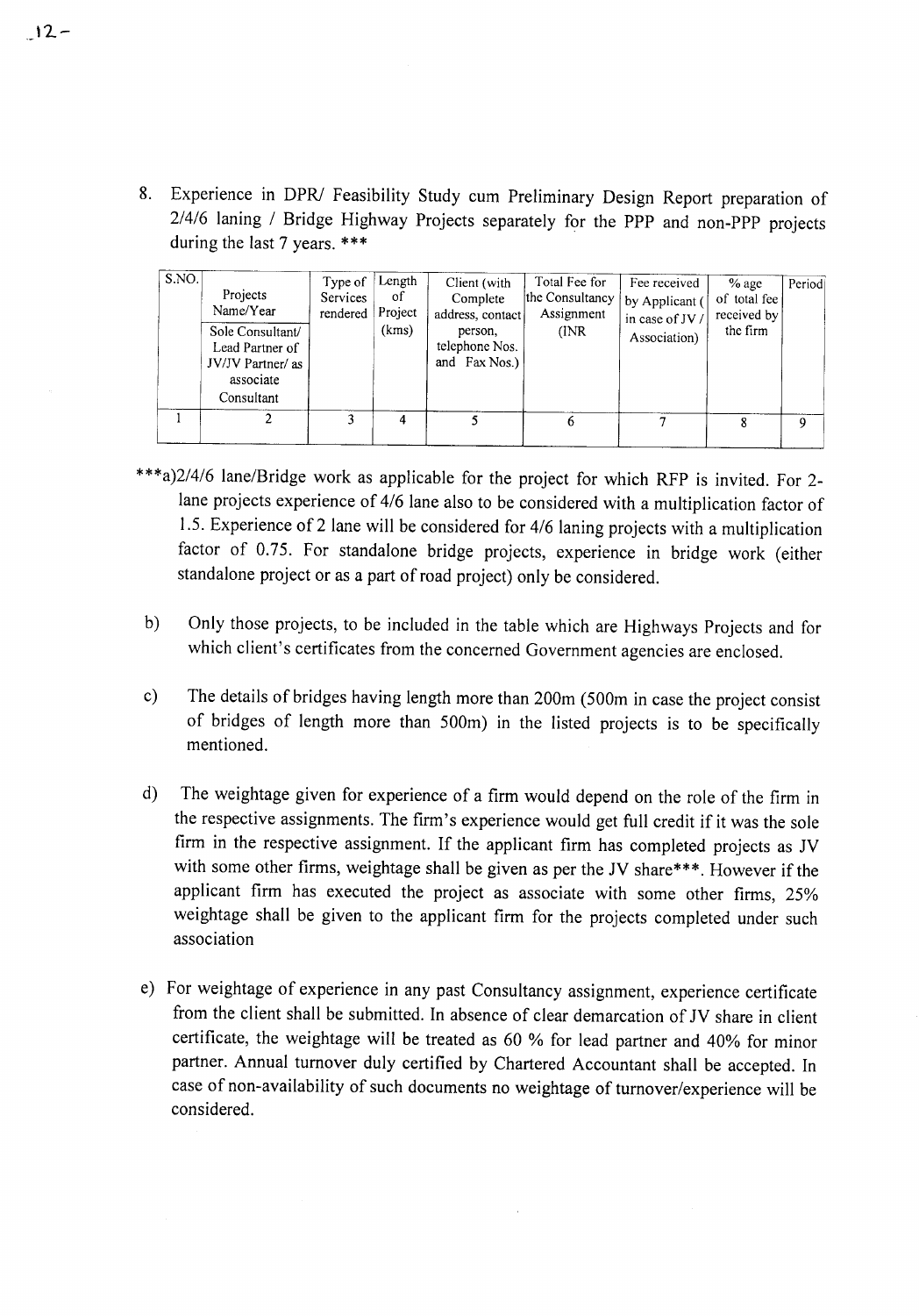8. Experience in DPR/ Feasibility Study cum Preliminary Design Report preparation of 2/4/6 laning / Bridge Highway Projects separately for the PPP and non-PPP projects during the last 7 years. ***

| S.NO. | Projects Name/Year Sole Consultant/ Lead Partner of JV/JV Partner/ as associate Consultant | Type of Services rendered | Length of Project (kms) | Client (with Complete address, contact person, telephone Nos. and Fax Nos.) | Total Fee for the Consultancy Assignment (INR | Fee received by Applicant ( in case of JV / Association) | % age of total fee received by the firm | Period |
|---|---|---|---|---|---|---|---|---|
| 1 | 2 | 3 | 4 | 5 | 6 | 7 | 8 | 9 |

***a)2/4/6 lane/Bridge work as applicable for the project for which RFP is invited. For 2-lane projects experience of 4/6 lane also to be considered with a multiplication factor of 1.5. Experience of 2 lane will be considered for 4/6 laning projects with a multiplication factor of 0.75. For standalone bridge projects, experience in bridge work (either standalone project or as a part of road project) only be considered.

b) Only those projects, to be included in the table which are Highways Projects and for which client's certificates from the concerned Government agencies are enclosed.

c) The details of bridges having length more than 200m (500m in case the project consist of bridges of length more than 500m) in the listed projects is to be specifically mentioned.

d) The weightage given for experience of a firm would depend on the role of the firm in the respective assignments. The firm's experience would get full credit if it was the sole firm in the respective assignment. If the applicant firm has completed projects as JV with some other firms, weightage shall be given as per the JV share***. However if the applicant firm has executed the project as associate with some other firms, 25% weightage shall be given to the applicant firm for the projects completed under such association

e) For weightage of experience in any past Consultancy assignment, experience certificate from the client shall be submitted. In absence of clear demarcation of JV share in client certificate, the weightage will be treated as 60 % for lead partner and 40% for minor partner. Annual turnover duly certified by Chartered Accountant shall be accepted. In case of non-availability of such documents no weightage of turnover/experience will be considered.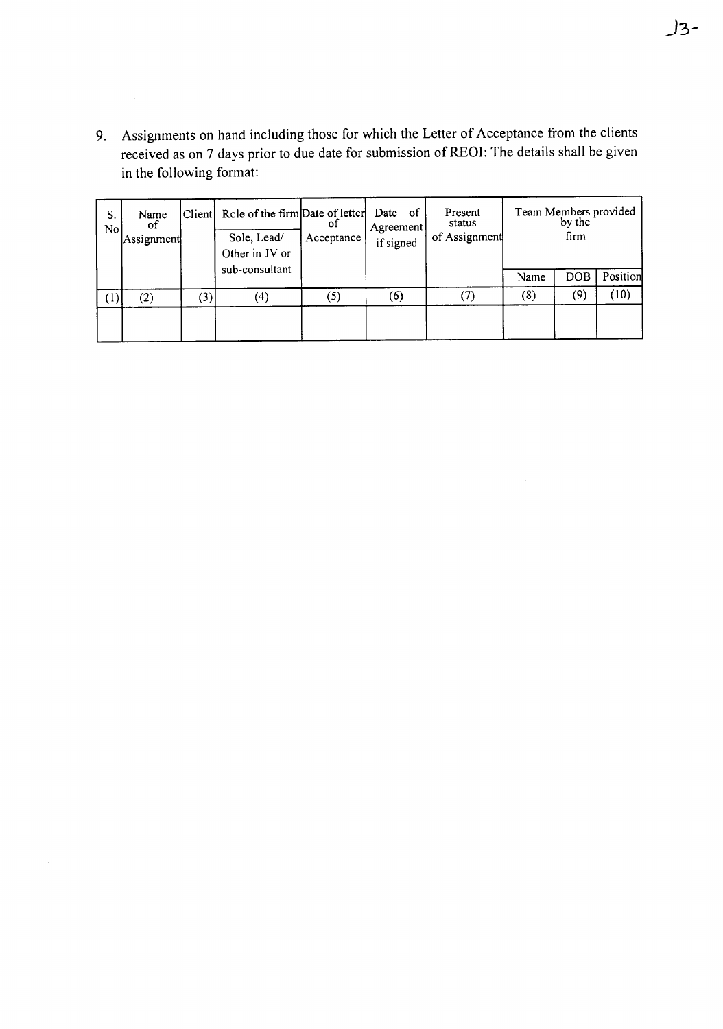9. Assignments on hand including those for which the Letter of Acceptance from the clients received as on 7 days prior to due date for submission of REOI: The details shall be given in the following format:

| S. No | Name of Assignment | Client | Role of the firm Sole, Lead/ Other in JV or sub-consultant | Date of letter of Acceptance | Date of Agreement if signed | Present status of Assignment | Team Members provided by the firm | | |
|---|---|---|---|---|---|---|---|---|---|
| | | | | | | | Name | DOB | Position |
| (1) | (2) | (3) | (4) | (5) | (6) | (7) | (8) | (9) | (10) |
| | | | | | | | | | |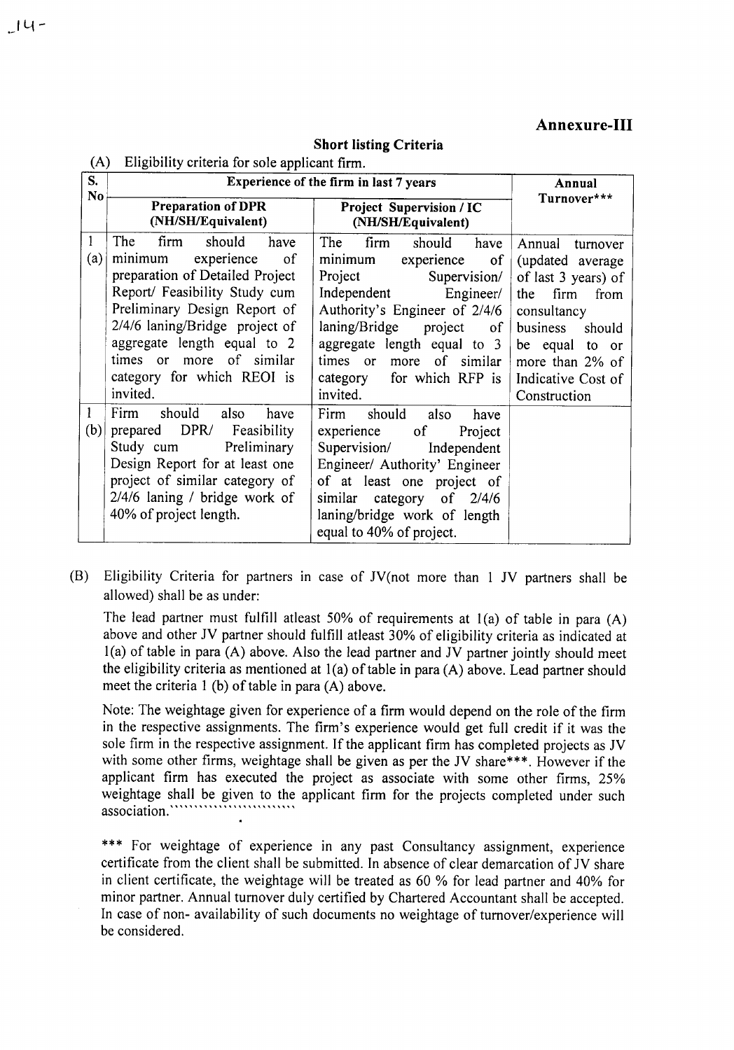**Annexure-III**

**Short listing Criteria**

(A) Eligibility criteria for sole applicant firm.

| S. No | Experience of the firm in last 7 years | | Annual Turnover*** |
|---|---|---|---|
| | **Preparation of DPR (NH/SH/Equivalent)** | **Project Supervision / IC (NH/SH/Equivalent)** | |
| 1 (a) | The firm should have minimum experience of preparation of Detailed Project Report/ Feasibility Study cum Preliminary Design Report of 2/4/6 laning/Bridge project of aggregate length equal to 2 times or more of similar category for which REOI is invited. | The firm should have minimum experience of Project Supervision/ Independent Engineer/ Authority's Engineer of 2/4/6 laning/Bridge project of aggregate length equal to 3 times or more of similar category for which RFP is invited. | Annual turnover (updated average of last 3 years) of the firm from consultancy business should be equal to or more than 2% of Indicative Cost of Construction |
| 1 (b) | Firm should also have prepared DPR/ Feasibility Study cum Preliminary Design Report for at least one project of similar category of 2/4/6 laning / bridge work of 40% of project length. | Firm should also have experience of Project Supervision/ Independent Engineer/ Authority' Engineer of at least one project of similar category of 2/4/6 laning/bridge work of length equal to 40% of project. | |

(B) Eligibility Criteria for partners in case of JV(not more than 1 JV partners shall be allowed) shall be as under:

The lead partner must fulfill atleast 50% of requirements at 1(a) of table in para (A) above and other JV partner should fulfill atleast 30% of eligibility criteria as indicated at 1(a) of table in para (A) above. Also the lead partner and JV partner jointly should meet the eligibility criteria as mentioned at 1(a) of table in para (A) above. Lead partner should meet the criteria 1 (b) of table in para (A) above.

Note: The weightage given for experience of a firm would depend on the role of the firm in the respective assignments. The firm's experience would get full credit if it was the sole firm in the respective assignment. If the applicant firm has completed projects as JV with some other firms, weightage shall be given as per the JV share***. However if the applicant firm has executed the project as associate with some other firms, 25% weightage shall be given to the applicant firm for the projects completed under such association.

*** For weightage of experience in any past Consultancy assignment, experience certificate from the client shall be submitted. In absence of clear demarcation of JV share in client certificate, the weightage will be treated as 60 % for lead partner and 40% for minor partner. Annual turnover duly certified by Chartered Accountant shall be accepted. In case of non- availability of such documents no weightage of turnover/experience will be considered.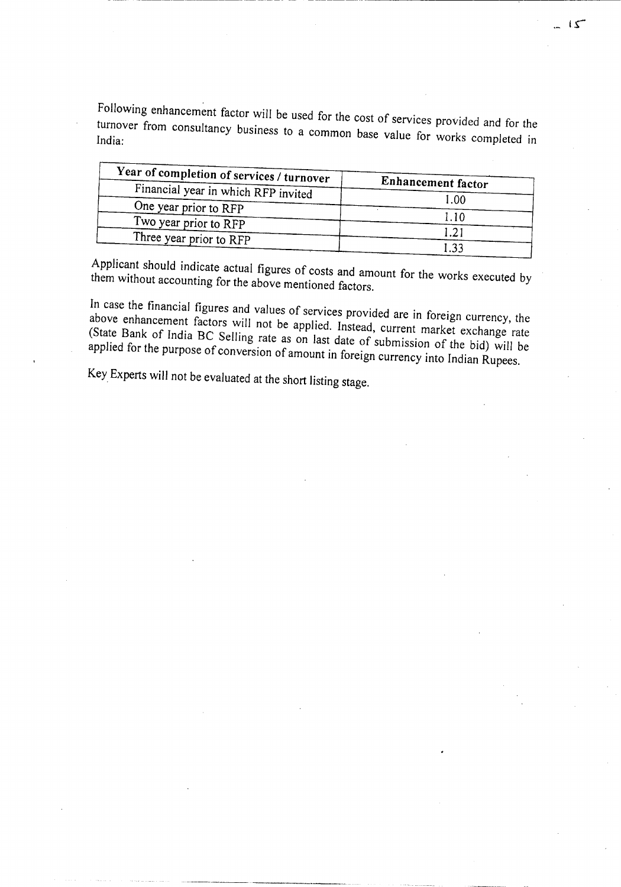Following enhancement factor will be used for the cost of services provided and for the turnover from consultancy business to a common base value for works completed in India:

| Year of completion of services / turnover | Enhancement factor |
|---|---|
| Financial year in which RFP invited | 1.00 |
| One year prior to RFP | 1.10 |
| Two year prior to RFP | 1.21 |
| Three year prior to RFP | 1.33 |

Applicant should indicate actual figures of costs and amount for the works executed by them without accounting for the above mentioned factors.

In case the financial figures and values of services provided are in foreign currency, the above enhancement factors will not be applied. Instead, current market exchange rate (State Bank of India BC Selling rate as on last date of submission of the bid) will be applied for the purpose of conversion of amount in foreign currency into Indian Rupees.

Key Experts will not be evaluated at the short listing stage.